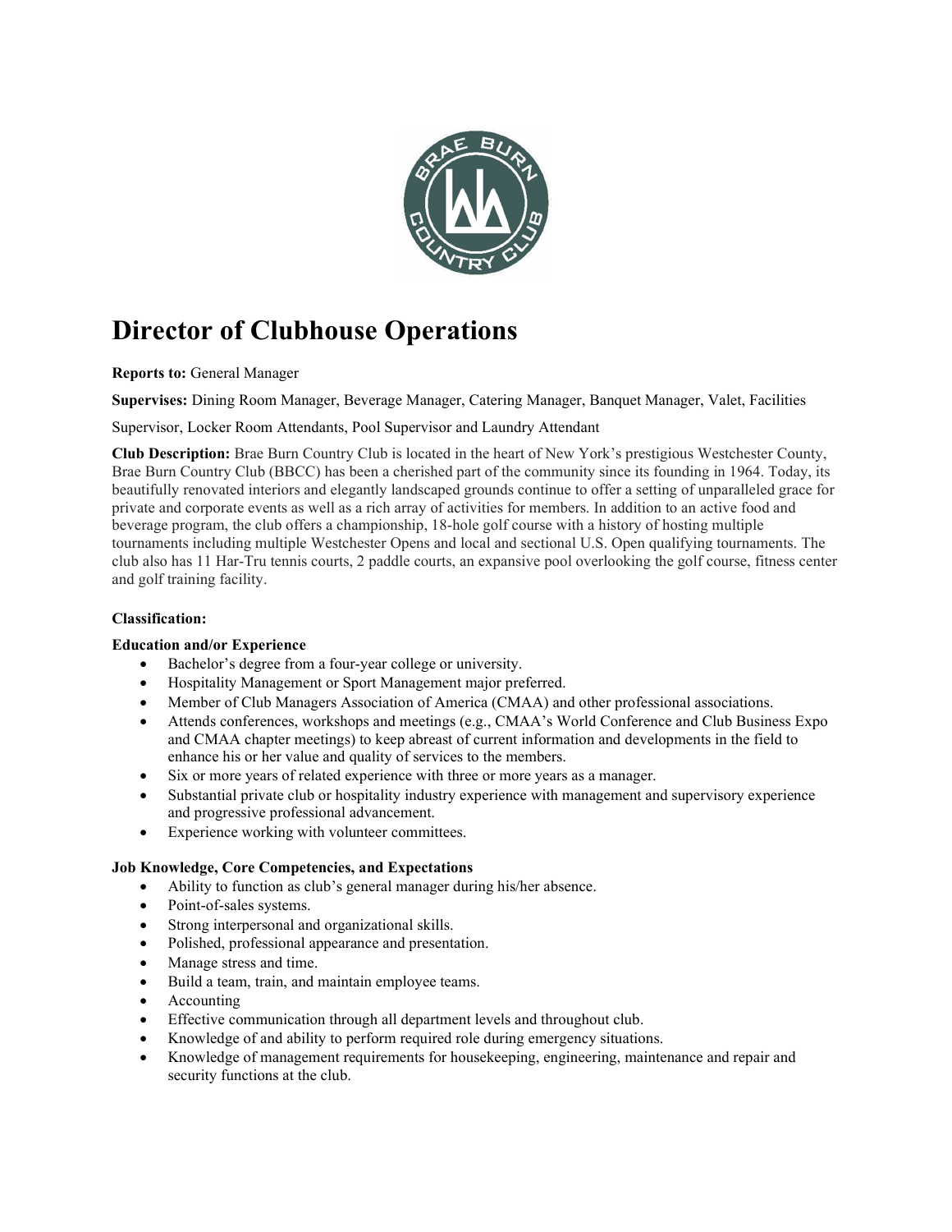# Director of Clubhouse Operations

**Reports to:** General Manager

**Supervises:** Dining Room Manager, Beverage Manager, Catering Manager, Banquet Manager, Valet, Facilities Supervisor, Locker Room Attendants, Pool Supervisor and Laundry Attendant

**Club Description:** Brae Burn Country Club is located in the heart of New York's prestigious Westchester County, Brae Burn Country Club (BBCC) has been a cherished part of the community since its founding in 1964. Today, its beautifully renovated interiors and elegantly landscaped grounds continue to offer a setting of unparalleled grace for private and corporate events as well as a rich array of activities for members. In addition to an active food and beverage program, the club offers a championship, 18-hole golf course with a history of hosting multiple tournaments including multiple Westchester Opens and local and sectional U.S. Open qualifying tournaments. The club also has 11 Har-Tru tennis courts, 2 paddle courts, an expansive pool overlooking the golf course, fitness center and golf training facility.

**Classification:**

**Education and/or Experience**

- Bachelor's degree from a four-year college or university.
- Hospitality Management or Sport Management major preferred.
- Member of Club Managers Association of America (CMAA) and other professional associations.
- Attends conferences, workshops and meetings (e.g., CMAA's World Conference and Club Business Expo and CMAA chapter meetings) to keep abreast of current information and developments in the field to enhance his or her value and quality of services to the members.
- Six or more years of related experience with three or more years as a manager.
- Substantial private club or hospitality industry experience with management and supervisory experience and progressive professional advancement.
- Experience working with volunteer committees.

**Job Knowledge, Core Competencies, and Expectations**

- Ability to function as club's general manager during his/her absence.
- Point-of-sales systems.
- Strong interpersonal and organizational skills.
- Polished, professional appearance and presentation.
- Manage stress and time.
- Build a team, train, and maintain employee teams.
- Accounting
- Effective communication through all department levels and throughout club.
- Knowledge of and ability to perform required role during emergency situations.
- Knowledge of management requirements for housekeeping, engineering, maintenance and repair and security functions at the club.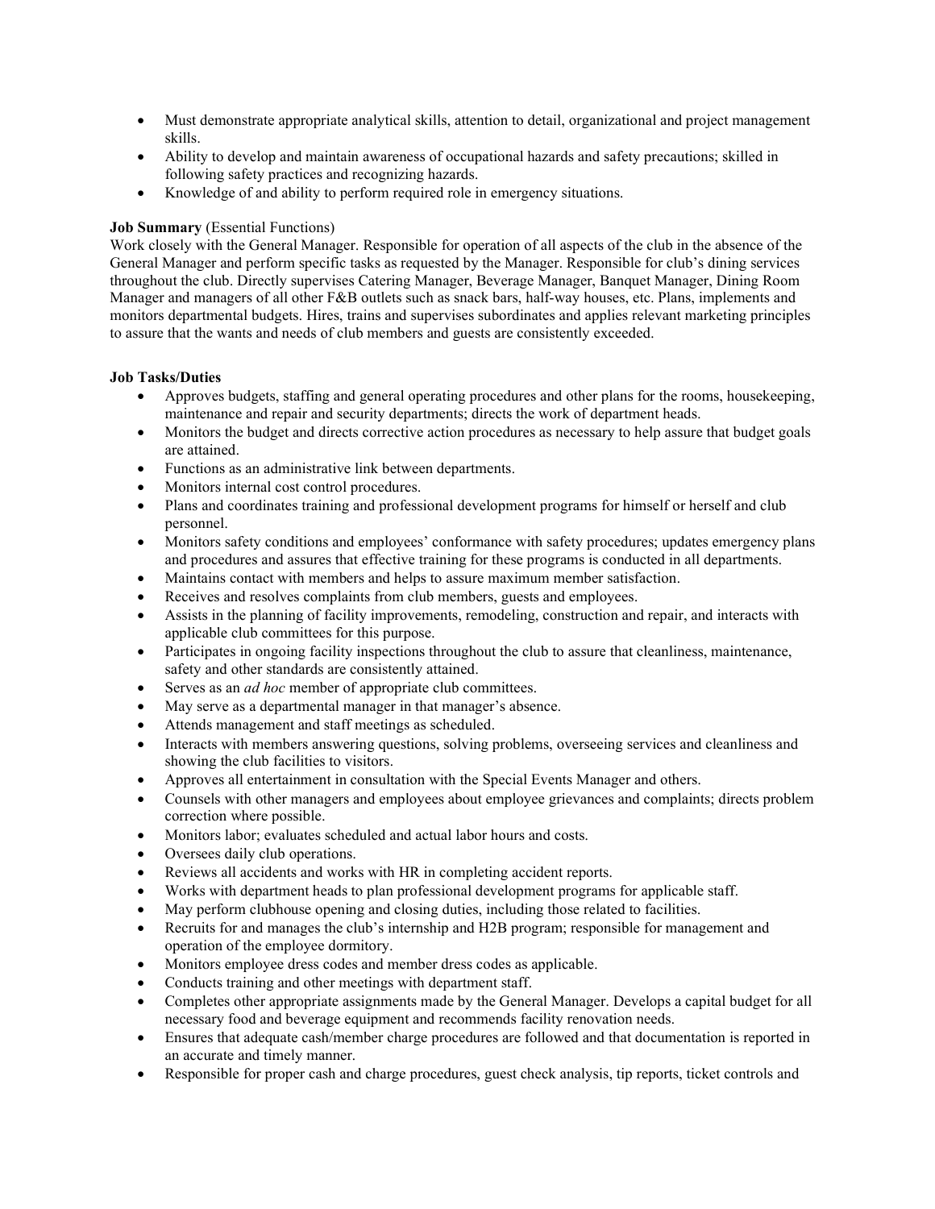- Must demonstrate appropriate analytical skills, attention to detail, organizational and project management skills.
- Ability to develop and maintain awareness of occupational hazards and safety precautions; skilled in following safety practices and recognizing hazards.
- Knowledge of and ability to perform required role in emergency situations.

**Job Summary** (Essential Functions)

Work closely with the General Manager. Responsible for operation of all aspects of the club in the absence of the General Manager and perform specific tasks as requested by the Manager. Responsible for club's dining services throughout the club. Directly supervises Catering Manager, Beverage Manager, Banquet Manager, Dining Room Manager and managers of all other F&B outlets such as snack bars, half-way houses, etc. Plans, implements and monitors departmental budgets. Hires, trains and supervises subordinates and applies relevant marketing principles to assure that the wants and needs of club members and guests are consistently exceeded.

**Job Tasks/Duties**

- Approves budgets, staffing and general operating procedures and other plans for the rooms, housekeeping, maintenance and repair and security departments; directs the work of department heads.
- Monitors the budget and directs corrective action procedures as necessary to help assure that budget goals are attained.
- Functions as an administrative link between departments.
- Monitors internal cost control procedures.
- Plans and coordinates training and professional development programs for himself or herself and club personnel.
- Monitors safety conditions and employees' conformance with safety procedures; updates emergency plans and procedures and assures that effective training for these programs is conducted in all departments.
- Maintains contact with members and helps to assure maximum member satisfaction.
- Receives and resolves complaints from club members, guests and employees.
- Assists in the planning of facility improvements, remodeling, construction and repair, and interacts with applicable club committees for this purpose.
- Participates in ongoing facility inspections throughout the club to assure that cleanliness, maintenance, safety and other standards are consistently attained.
- Serves as an *ad hoc* member of appropriate club committees.
- May serve as a departmental manager in that manager's absence.
- Attends management and staff meetings as scheduled.
- Interacts with members answering questions, solving problems, overseeing services and cleanliness and showing the club facilities to visitors.
- Approves all entertainment in consultation with the Special Events Manager and others.
- Counsels with other managers and employees about employee grievances and complaints; directs problem correction where possible.
- Monitors labor; evaluates scheduled and actual labor hours and costs.
- Oversees daily club operations.
- Reviews all accidents and works with HR in completing accident reports.
- Works with department heads to plan professional development programs for applicable staff.
- May perform clubhouse opening and closing duties, including those related to facilities.
- Recruits for and manages the club's internship and H2B program; responsible for management and operation of the employee dormitory.
- Monitors employee dress codes and member dress codes as applicable.
- Conducts training and other meetings with department staff.
- Completes other appropriate assignments made by the General Manager. Develops a capital budget for all necessary food and beverage equipment and recommends facility renovation needs.
- Ensures that adequate cash/member charge procedures are followed and that documentation is reported in an accurate and timely manner.
- Responsible for proper cash and charge procedures, guest check analysis, tip reports, ticket controls and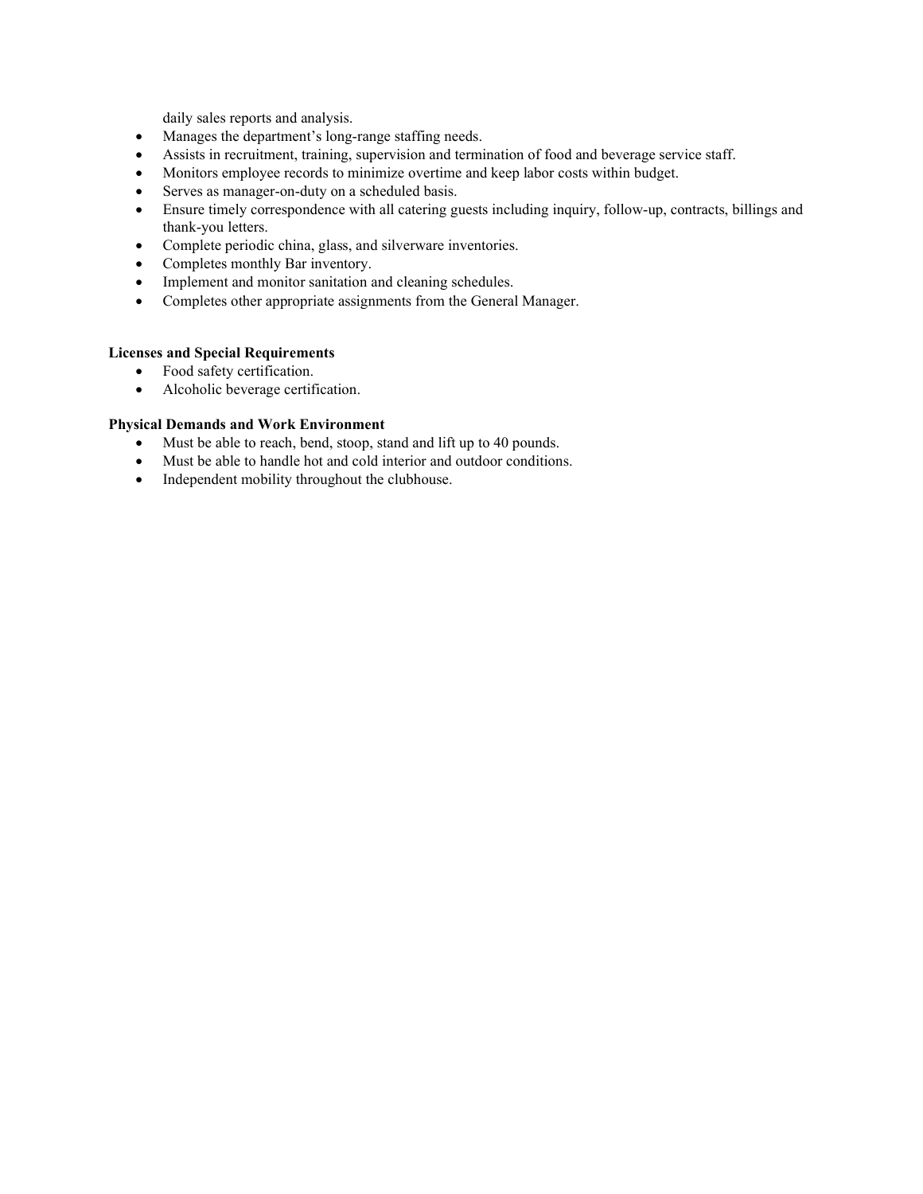daily sales reports and analysis.

- Manages the department's long-range staffing needs.
- Assists in recruitment, training, supervision and termination of food and beverage service staff.
- Monitors employee records to minimize overtime and keep labor costs within budget.
- Serves as manager-on-duty on a scheduled basis.
- Ensure timely correspondence with all catering guests including inquiry, follow-up, contracts, billings and thank-you letters.
- Complete periodic china, glass, and silverware inventories.
- Completes monthly Bar inventory.
- Implement and monitor sanitation and cleaning schedules.
- Completes other appropriate assignments from the General Manager.

**Licenses and Special Requirements**

- Food safety certification.
- Alcoholic beverage certification.

**Physical Demands and Work Environment**

- Must be able to reach, bend, stoop, stand and lift up to 40 pounds.
- Must be able to handle hot and cold interior and outdoor conditions.
- Independent mobility throughout the clubhouse.